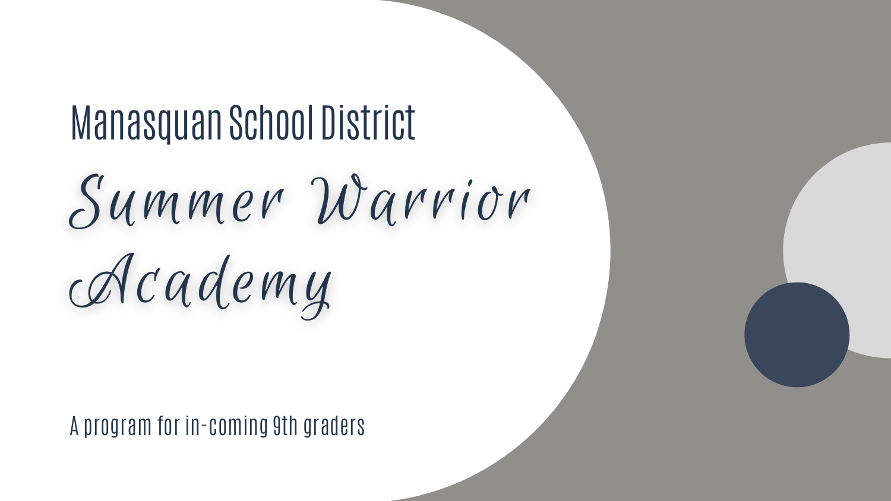## Manasquan School District

# Summer Warrior Academy

A program for in-coming 9th graders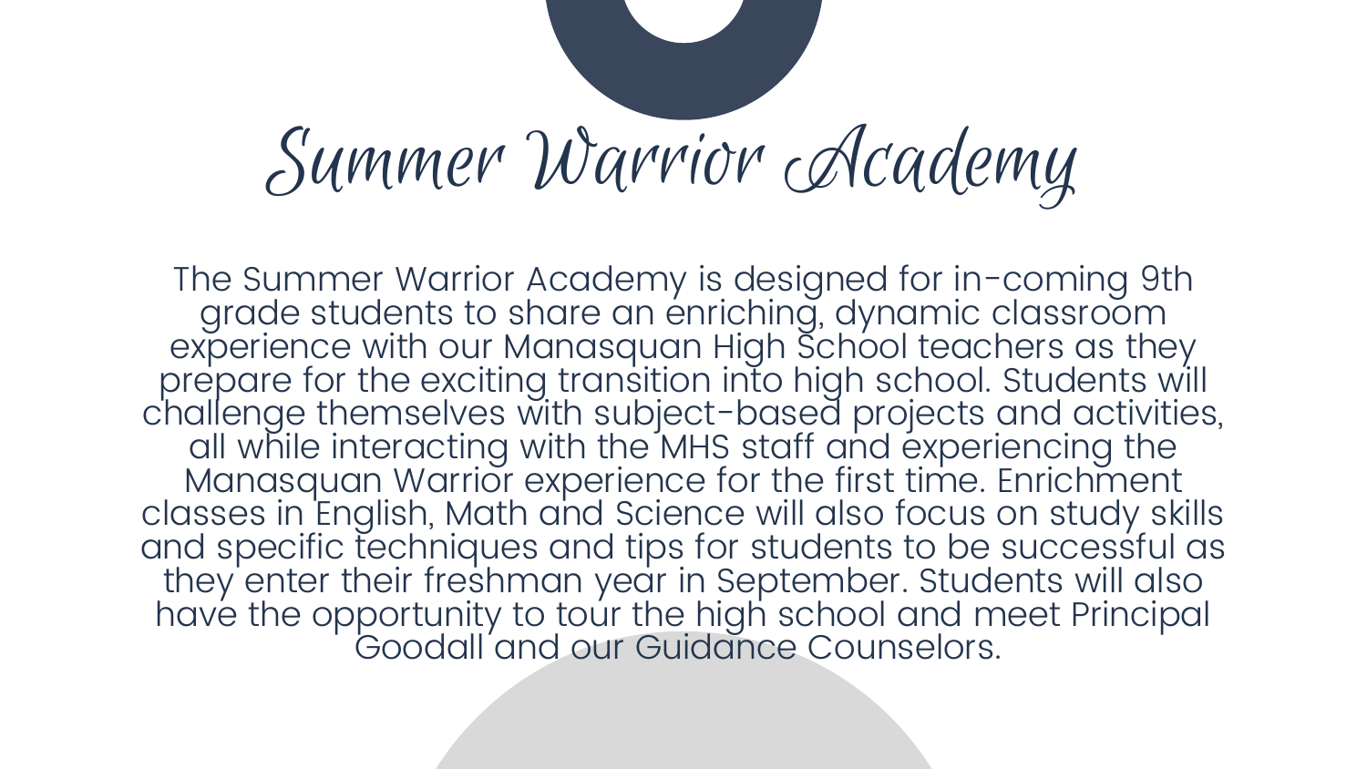# Summer Warrior Academy

The Summer Warrior Academy is designed for in-coming 9th grade students to share an enriching, dynamic classroom experience with our Manasquan High School teachers as they prepare for the exciting transition into high school. Students will challenge themselves with subject-based projects and activities, all while interacting with the MHS staff and experiencing the Manasquan Warrior experience for the first time. Enrichment classes in English, Math and Science will also focus on study skills and specific techniques and tips for students to be successful as they enter their freshman year in September. Students will also have the opportunity to tour the high school and meet Principal Goodall and our Guidance Counselors.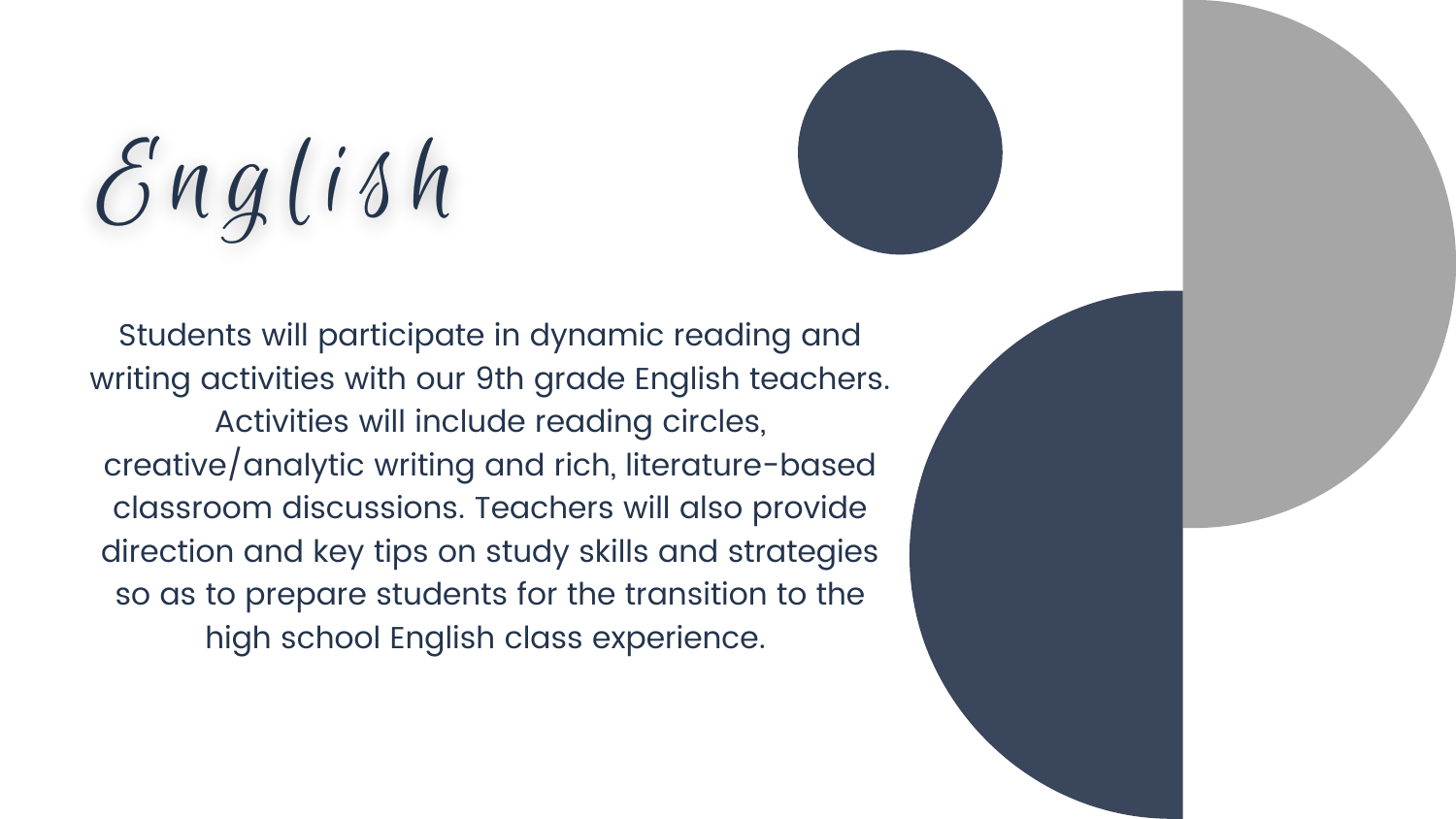# English

Students will participate in dynamic reading and writing activities with our 9th grade English teachers. Activities will include reading circles, creative/analytic writing and rich, literature-based classroom discussions. Teachers will also provide direction and key tips on study skills and strategies so as to prepare students for the transition to the high school English class experience.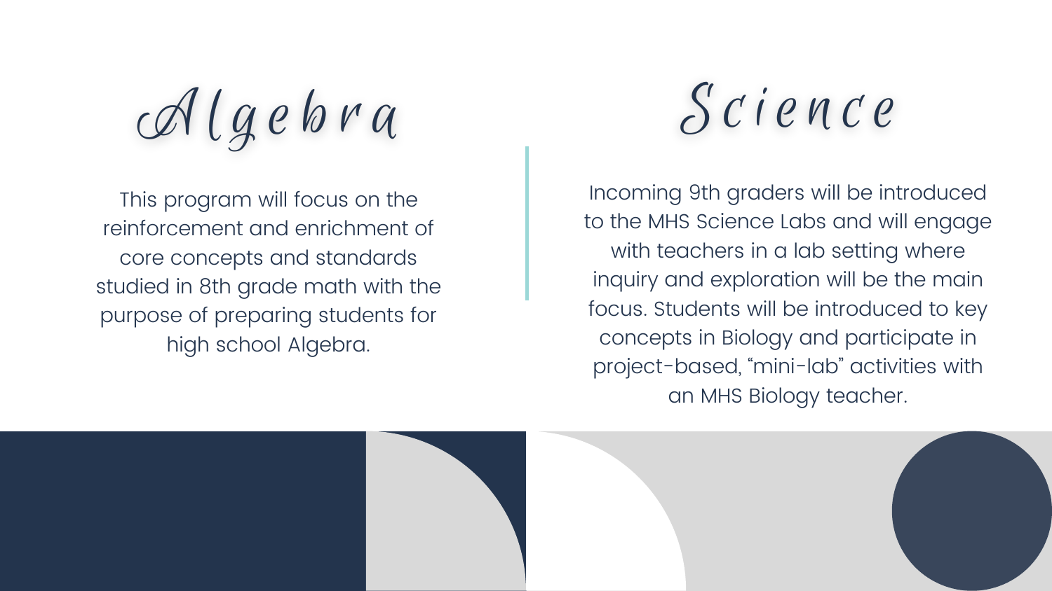## Algebra

This program will focus on the reinforcement and enrichment of core concepts and standards studied in 8th grade math with the purpose of preparing students for high school Algebra.

## Science

Incoming 9th graders will be introduced to the MHS Science Labs and will engage with teachers in a lab setting where inquiry and exploration will be the main focus. Students will be introduced to key concepts in Biology and participate in project-based, “mini-lab” activities with an MHS Biology teacher.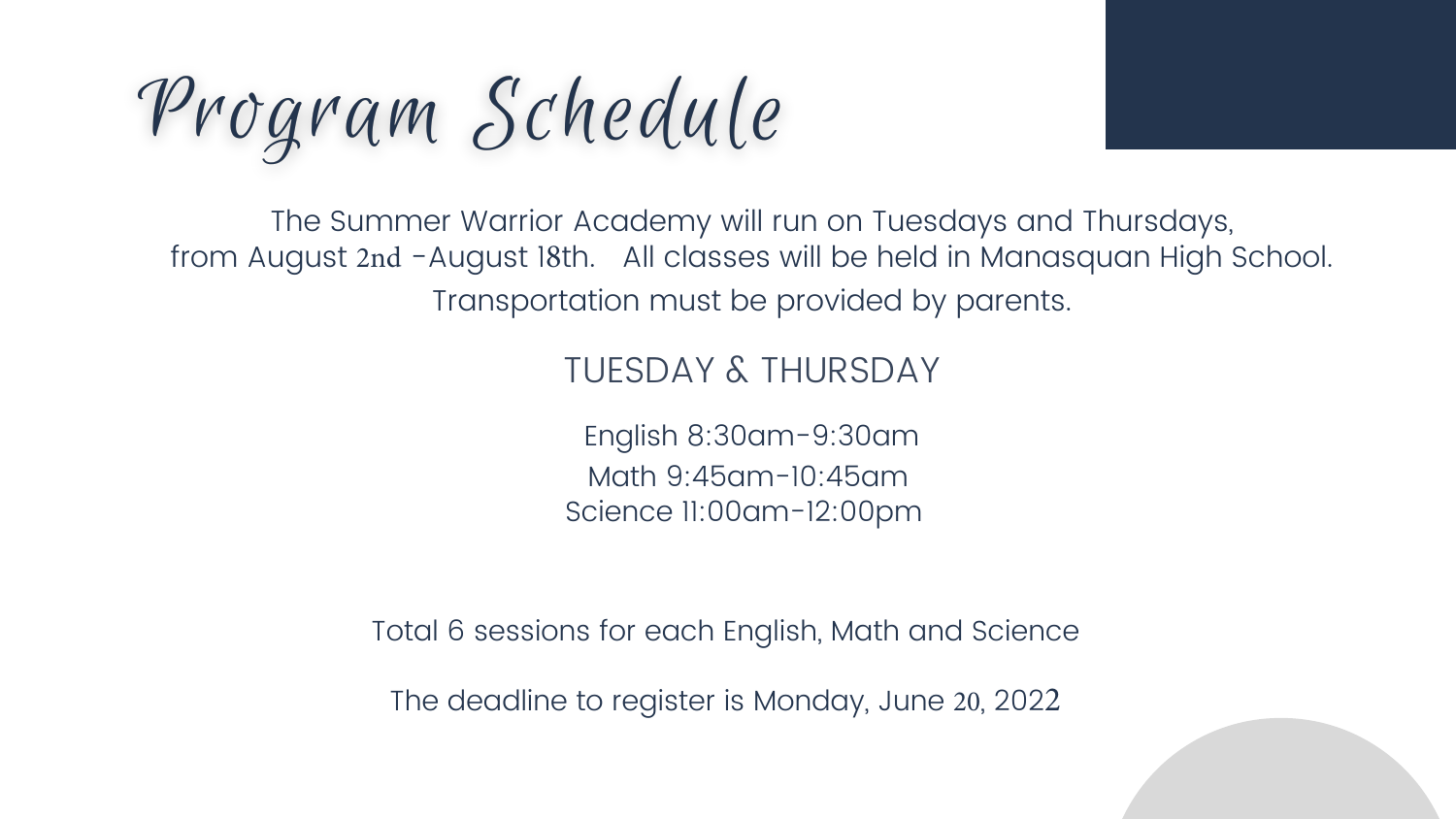# Program Schedule

The Summer Warrior Academy will run on Tuesdays and Thursdays, from August 2nd -August 18th. All classes will be held in Manasquan High School. Transportation must be provided by parents.

## TUESDAY & THURSDAY

English 8:30am-9:30am
Math 9:45am-10:45am
Science 11:00am-12:00pm

Total 6 sessions for each English, Math and Science

The deadline to register is Monday, June 20, 2022